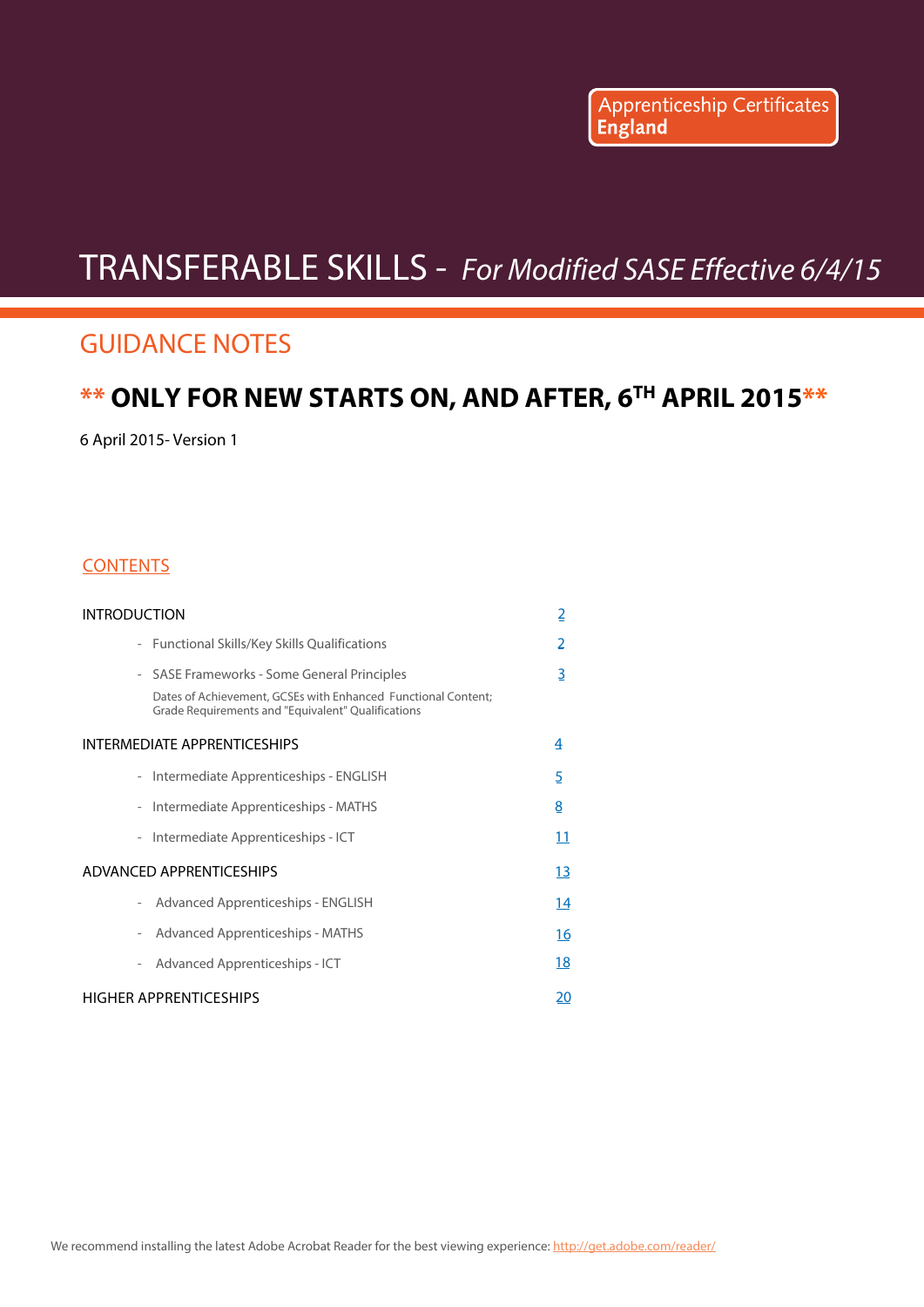Apprenticeship Certificates England

# TRANSFERABLE SKILLS - *For Modified SASE Effective 6/4/15*

## GUIDANCE NOTES

## ** ONLY FOR NEW STARTS ON, AND AFTER, 6TH APRIL 2015**

6 April 2015- Version 1

### CONTENTS

| | |
|---|---|
| INTRODUCTION | 2 |
| - Functional Skills/Key Skills Qualifications | 2 |
| - SASE Frameworks - Some General Principles<br>Dates of Achievement, GCSEs with Enhanced Functional Content; Grade Requirements and "Equivalent" Qualifications | 3 |
| INTERMEDIATE APPRENTICESHIPS | 4 |
| - Intermediate Apprenticeships - ENGLISH | 5 |
| - Intermediate Apprenticeships - MATHS | 8 |
| - Intermediate Apprenticeships - ICT | 11 |
| ADVANCED APPRENTICESHIPS | 13 |
| - Advanced Apprenticeships - ENGLISH | 14 |
| - Advanced Apprenticeships - MATHS | 16 |
| - Advanced Apprenticeships - ICT | 18 |
| HIGHER APPRENTICESHIPS | 20 |

We recommend installing the latest Adobe Acrobat Reader for the best viewing experience: http://get.adobe.com/reader/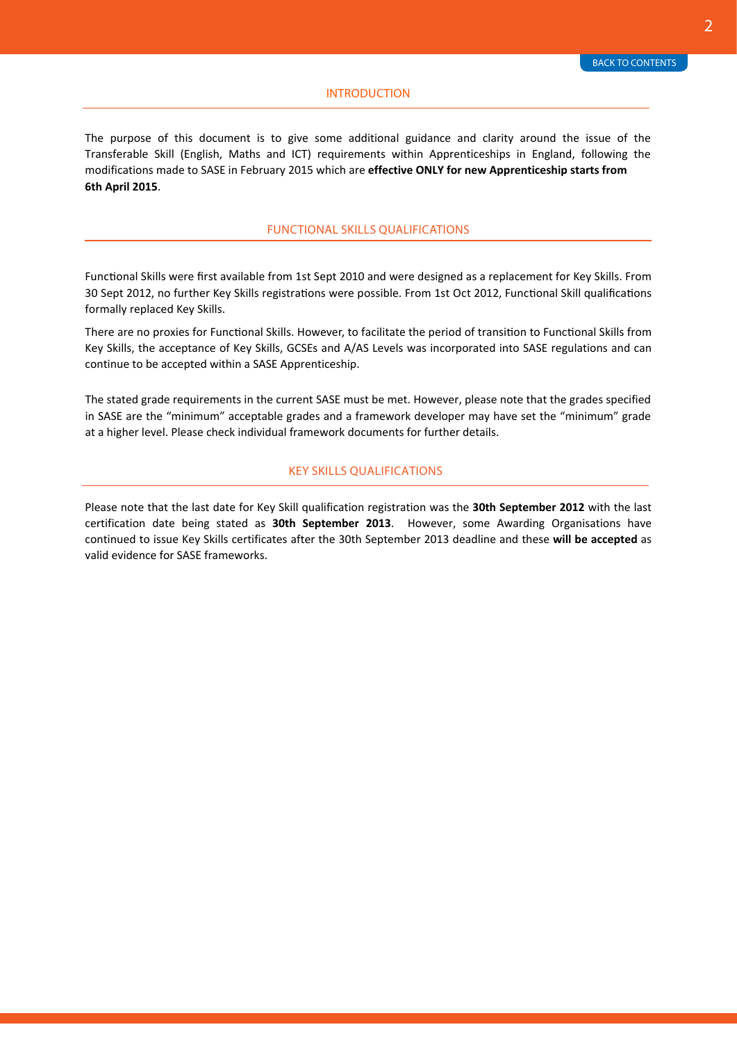## INTRODUCTION

The purpose of this document is to give some additional guidance and clarity around the issue of the Transferable Skill (English, Maths and ICT) requirements within Apprenticeships in England, following the modifications made to SASE in February 2015 which are **effective ONLY for new Apprenticeship starts from 6th April 2015**.

## FUNCTIONAL SKILLS QUALIFICATIONS

Functional Skills were first available from 1st Sept 2010 and were designed as a replacement for Key Skills. From 30 Sept 2012, no further Key Skills registrations were possible. From 1st Oct 2012, Functional Skill qualifications formally replaced Key Skills.

There are no proxies for Functional Skills. However, to facilitate the period of transition to Functional Skills from Key Skills, the acceptance of Key Skills, GCSEs and A/AS Levels was incorporated into SASE regulations and can continue to be accepted within a SASE Apprenticeship.

The stated grade requirements in the current SASE must be met. However, please note that the grades specified in SASE are the “minimum” acceptable grades and a framework developer may have set the “minimum” grade at a higher level. Please check individual framework documents for further details.

## KEY SKILLS QUALIFICATIONS

Please note that the last date for Key Skill qualification registration was the **30th September 2012** with the last certification date being stated as **30th September 2013**. However, some Awarding Organisations have continued to issue Key Skills certificates after the 30th September 2013 deadline and these **will be accepted** as valid evidence for SASE frameworks.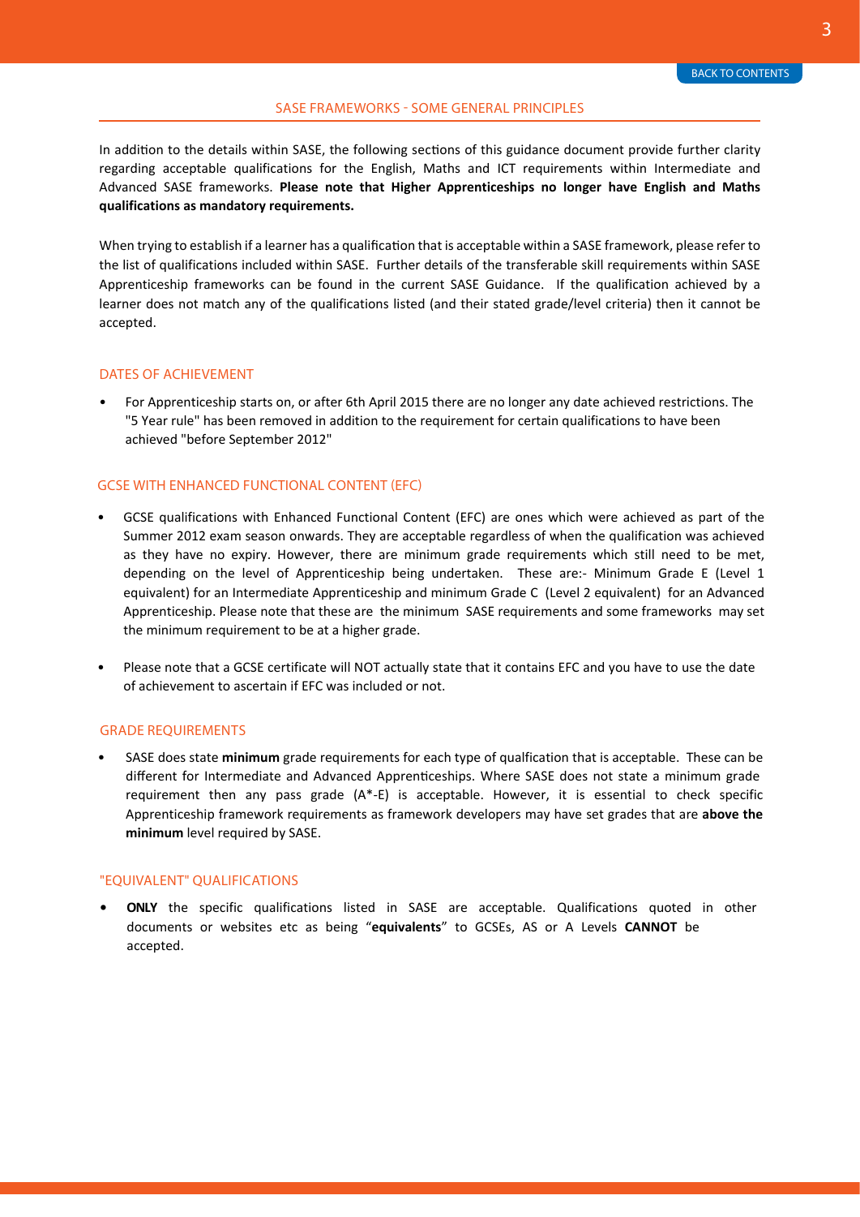## SASE FRAMEWORKS - SOME GENERAL PRINCIPLES

In addition to the details within SASE, the following sections of this guidance document provide further clarity regarding acceptable qualifications for the English, Maths and ICT requirements within Intermediate and Advanced SASE frameworks. **Please note that Higher Apprenticeships no longer have English and Maths qualifications as mandatory requirements.**

When trying to establish if a learner has a qualification that is acceptable within a SASE framework, please refer to the list of qualifications included within SASE. Further details of the transferable skill requirements within SASE Apprenticeship frameworks can be found in the current SASE Guidance. If the qualification achieved by a learner does not match any of the qualifications listed (and their stated grade/level criteria) then it cannot be accepted.

### DATES OF ACHIEVEMENT

- For Apprenticeship starts on, or after 6th April 2015 there are no longer any date achieved restrictions. The "5 Year rule" has been removed in addition to the requirement for certain qualifications to have been achieved "before September 2012"

### GCSE WITH ENHANCED FUNCTIONAL CONTENT (EFC)

- GCSE qualifications with Enhanced Functional Content (EFC) are ones which were achieved as part of the Summer 2012 exam season onwards. They are acceptable regardless of when the qualification was achieved as they have no expiry. However, there are minimum grade requirements which still need to be met, depending on the level of Apprenticeship being undertaken. These are:- Minimum Grade E (Level 1 equivalent) for an Intermediate Apprenticeship and minimum Grade C (Level 2 equivalent) for an Advanced Apprenticeship. Please note that these are the minimum SASE requirements and some frameworks may set the minimum requirement to be at a higher grade.

- Please note that a GCSE certificate will NOT actually state that it contains EFC and you have to use the date of achievement to ascertain if EFC was included or not.

### GRADE REQUIREMENTS

- SASE does state **minimum** grade requirements for each type of qualfication that is acceptable. These can be different for Intermediate and Advanced Apprenticeships. Where SASE does not state a minimum grade requirement then any pass grade (A*-E) is acceptable. However, it is essential to check specific Apprenticeship framework requirements as framework developers may have set grades that are **above the minimum** level required by SASE.

### "EQUIVALENT" QUALIFICATIONS

- **ONLY** the specific qualifications listed in SASE are acceptable. Qualifications quoted in other documents or websites etc as being "**equivalents**" to GCSEs, AS or A Levels **CANNOT** be accepted.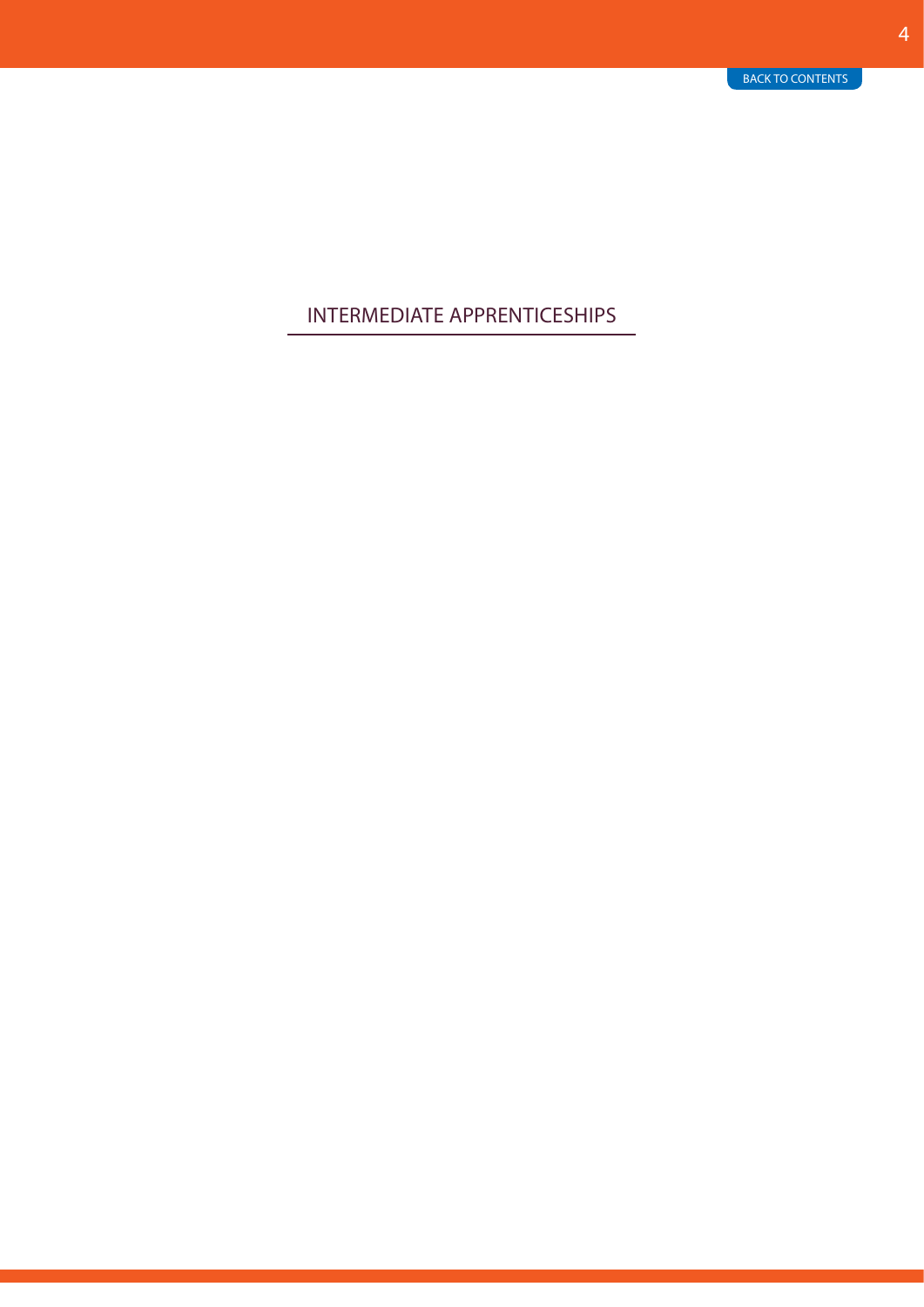# INTERMEDIATE APPRENTICESHIPS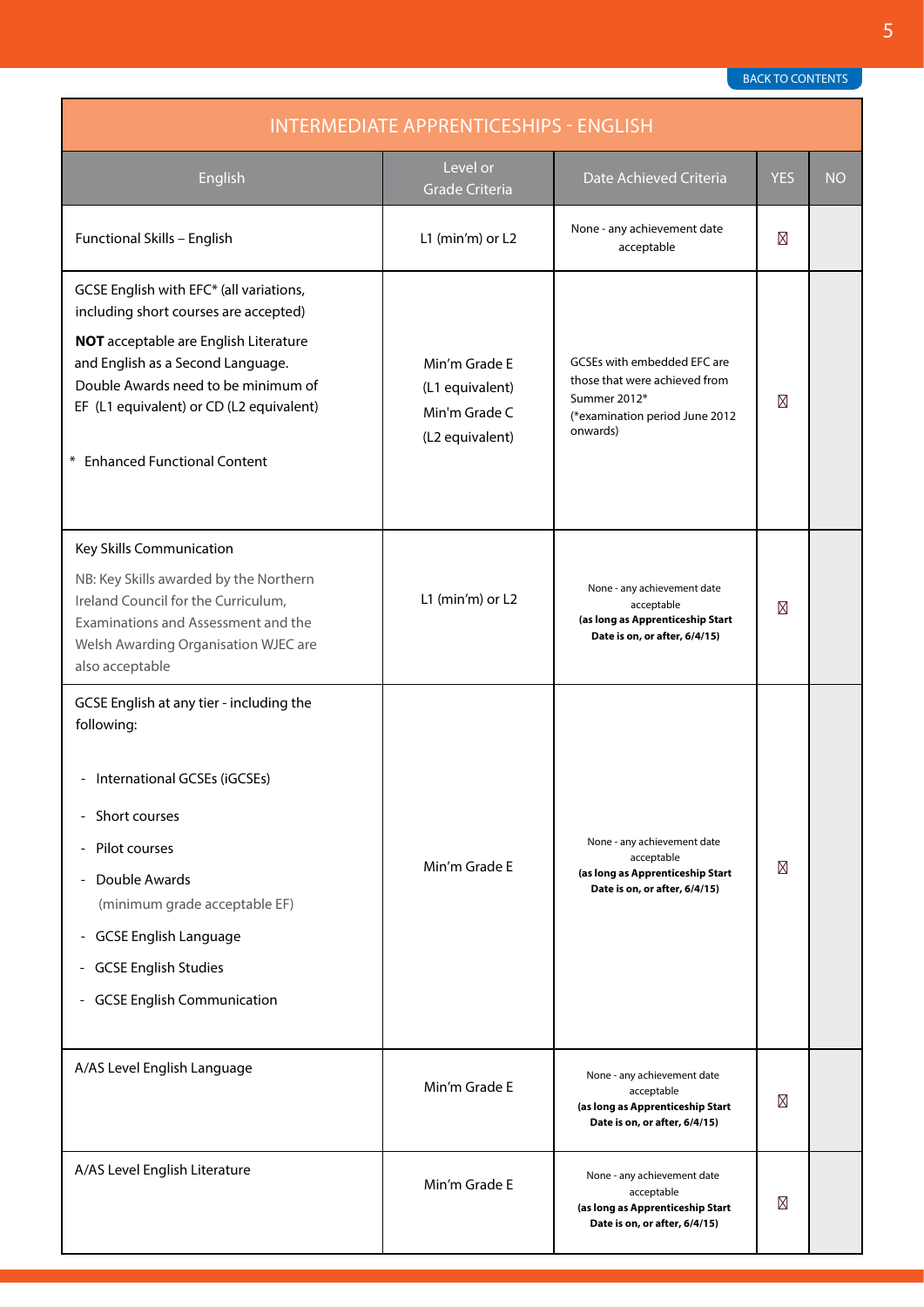## INTERMEDIATE APPRENTICESHIPS - ENGLISH

| English | Level or Grade Criteria | Date Achieved Criteria | YES | NO |
|---|---|---|---|---|
| Functional Skills – English | L1 (min'm) or L2 | None - any achievement date acceptable | ☒ | |
| GCSE English with EFC* (all variations, including short courses are accepted)<br>**NOT** acceptable are English Literature and English as a Second Language. Double Awards need to be minimum of EF (L1 equivalent) or CD (L2 equivalent)<br>* Enhanced Functional Content | Min'm Grade E<br>(L1 equivalent)<br>Min'm Grade C<br>(L2 equivalent) | GCSEs with embedded EFC are those that were achieved from Summer 2012*<br>(*examination period June 2012 onwards) | ☒ | |
| Key Skills Communication<br>NB: Key Skills awarded by the Northern Ireland Council for the Curriculum, Examinations and Assessment and the Welsh Awarding Organisation WJEC are also acceptable | L1 (min'm) or L2 | None - any achievement date acceptable<br>**(as long as Apprenticeship Start Date is on, or after, 6/4/15)** | ☒ | |
| GCSE English at any tier - including the following:<br>- International GCSEs (iGCSEs)<br>- Short courses<br>- Pilot courses<br>- Double Awards (minimum grade acceptable EF)<br>- GCSE English Language<br>- GCSE English Studies<br>- GCSE English Communication | Min'm Grade E | None - any achievement date acceptable<br>**(as long as Apprenticeship Start Date is on, or after, 6/4/15)** | ☒ | |
| A/AS Level English Language | Min'm Grade E | None - any achievement date acceptable<br>**(as long as Apprenticeship Start Date is on, or after, 6/4/15)** | ☒ | |
| A/AS Level English Literature | Min'm Grade E | None - any achievement date acceptable<br>**(as long as Apprenticeship Start Date is on, or after, 6/4/15)** | ☒ | |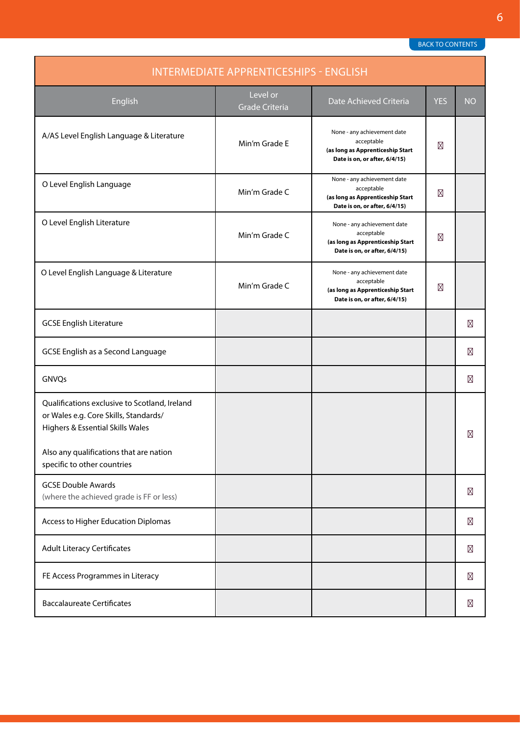| INTERMEDIATE APPRENTICESHIPS - ENGLISH | | | | |
|---|---|---|---|---|
| English | Level or Grade Criteria | Date Achieved Criteria | YES | NO |
| A/AS Level English Language & Literature | Min'm Grade E | None - any achievement date acceptable **(as long as Apprenticeship Start Date is on, or after, 6/4/15)** | ☒ | |
| O Level English Language | Min'm Grade C | None - any achievement date acceptable **(as long as Apprenticeship Start Date is on, or after, 6/4/15)** | ☒ | |
| O Level English Literature | Min'm Grade C | None - any achievement date acceptable **(as long as Apprenticeship Start Date is on, or after, 6/4/15)** | ☒ | |
| O Level English Language & Literature | Min'm Grade C | None - any achievement date acceptable **(as long as Apprenticeship Start Date is on, or after, 6/4/15)** | ☒ | |
| GCSE English Literature | | | | ☒ |
| GCSE English as a Second Language | | | | ☒ |
| GNVQs | | | | ☒ |
| Qualifications exclusive to Scotland, Ireland or Wales e.g. Core Skills, Standards/ Highers & Essential Skills Wales<br><br>Also any qualifications that are nation specific to other countries | | | | ☒ |
| GCSE Double Awards (where the achieved grade is FF or less) | | | | ☒ |
| Access to Higher Education Diplomas | | | | ☒ |
| Adult Literacy Certificates | | | | ☒ |
| FE Access Programmes in Literacy | | | | ☒ |
| Baccalaureate Certificates | | | | ☒ |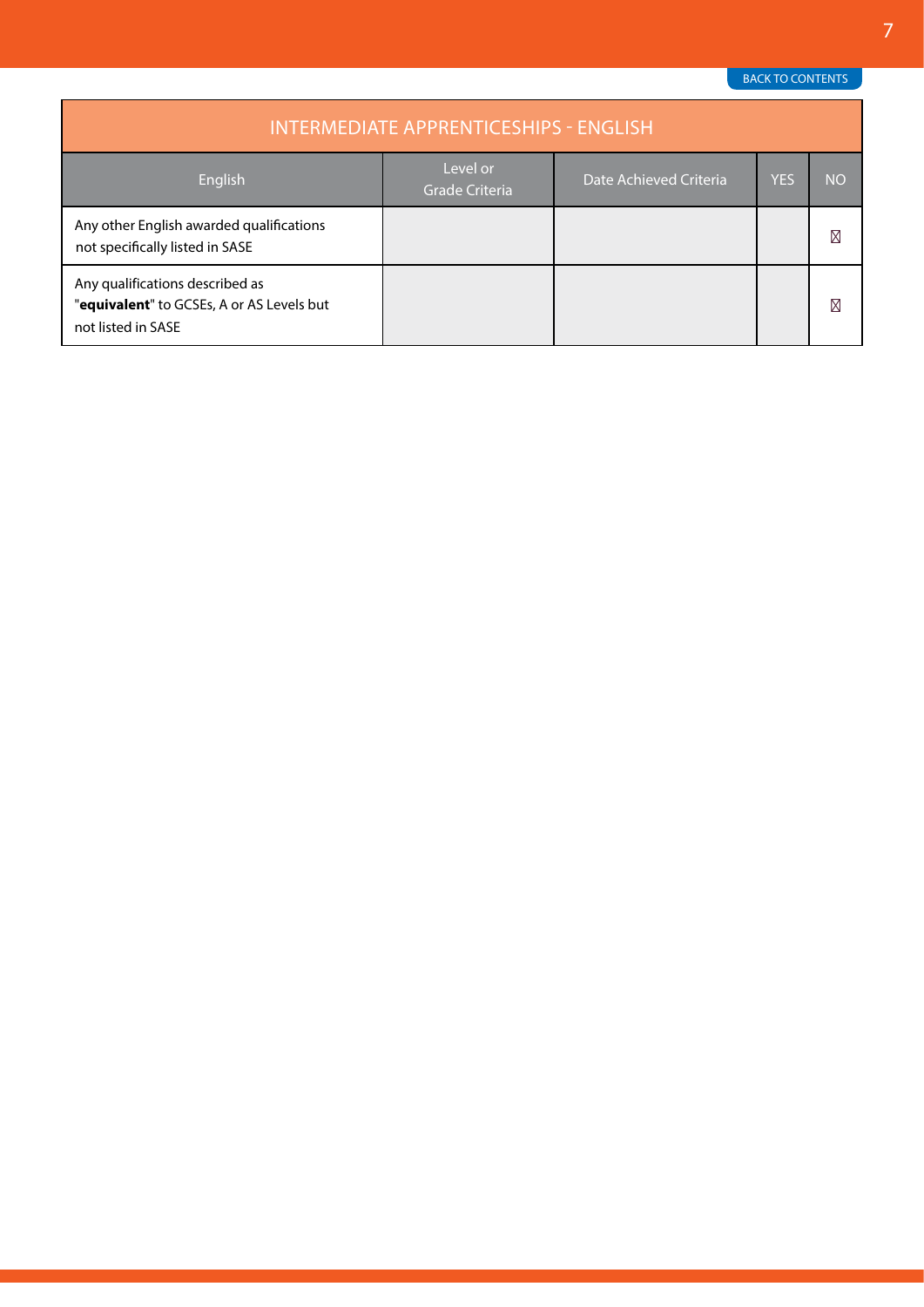| INTERMEDIATE APPRENTICESHIPS - ENGLISH | | | | |
|---|---|---|---|---|
| English | Level or Grade Criteria | Date Achieved Criteria | YES | NO |
| Any other English awarded qualifications not specifically listed in SASE | | | | ☒ |
| Any qualifications described as "**equivalent**" to GCSEs, A or AS Levels but not listed in SASE | | | | ☒ |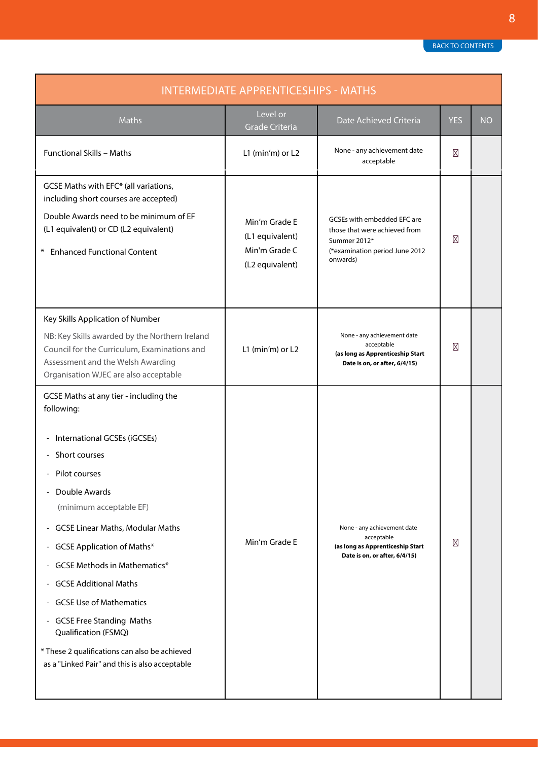| INTERMEDIATE APPRENTICESHIPS - MATHS | | | | |
|---|---|---|---|---|
| Maths | Level or Grade Criteria | Date Achieved Criteria | YES | NO |
| Functional Skills – Maths | L1 (min'm) or L2 | None - any achievement date acceptable | ☒ | |
| GCSE Maths with EFC* (all variations, including short courses are accepted)<br><br>Double Awards need to be minimum of EF (L1 equivalent) or CD (L2 equivalent)<br><br>* Enhanced Functional Content | Min'm Grade E (L1 equivalent) Min'm Grade C (L2 equivalent) | GCSEs with embedded EFC are those that were achieved from Summer 2012* (*examination period June 2012 onwards) | ☒ | |
| Key Skills Application of Number<br><br>NB: Key Skills awarded by the Northern Ireland Council for the Curriculum, Examinations and Assessment and the Welsh Awarding Organisation WJEC are also acceptable | L1 (min'm) or L2 | None - any achievement date acceptable **(as long as Apprenticeship Start Date is on, or after, 6/4/15)** | ☒ | |
| GCSE Maths at any tier - including the following:<br><br>- International GCSEs (iGCSEs)<br>- Short courses<br>- Pilot courses<br>- Double Awards (minimum acceptable EF)<br>- GCSE Linear Maths, Modular Maths<br>- GCSE Application of Maths*<br>- GCSE Methods in Mathematics*<br>- GCSE Additional Maths<br>- GCSE Use of Mathematics<br>- GCSE Free Standing Maths Qualification (FSMQ)<br><br>* These 2 qualifications can also be achieved as a "Linked Pair" and this is also acceptable | Min'm Grade E | None - any achievement date acceptable **(as long as Apprenticeship Start Date is on, or after, 6/4/15)** | ☒ | |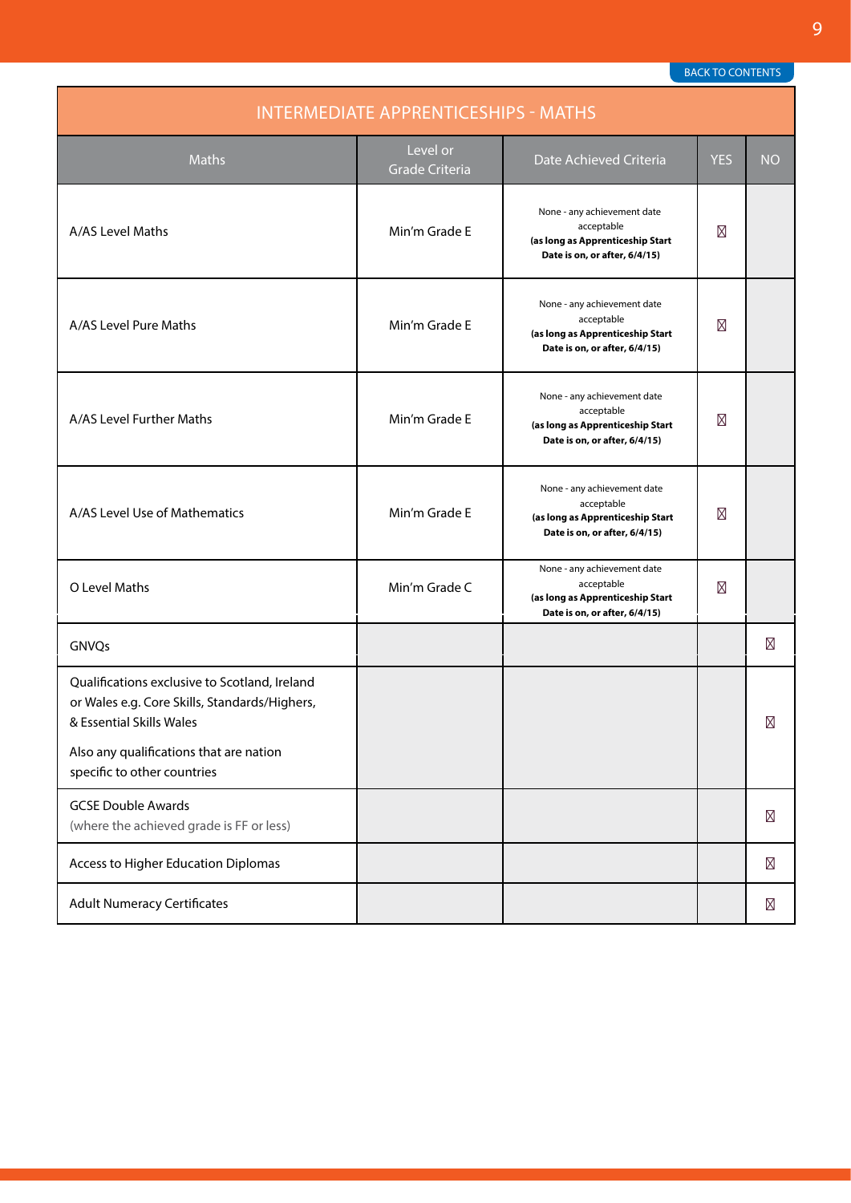BACK TO CONTENTS

| INTERMEDIATE APPRENTICESHIPS - MATHS | | | | |
|---|---|---|---|---|
| Maths | Level or Grade Criteria | Date Achieved Criteria | YES | NO |
| A/AS Level Maths | Min'm Grade E | None - any achievement date acceptable **(as long as Apprenticeship Start Date is on, or after, 6/4/15)** | ☒ | |
| A/AS Level Pure Maths | Min'm Grade E | None - any achievement date acceptable **(as long as Apprenticeship Start Date is on, or after, 6/4/15)** | ☒ | |
| A/AS Level Further Maths | Min'm Grade E | None - any achievement date acceptable **(as long as Apprenticeship Start Date is on, or after, 6/4/15)** | ☒ | |
| A/AS Level Use of Mathematics | Min'm Grade E | None - any achievement date acceptable **(as long as Apprenticeship Start Date is on, or after, 6/4/15)** | ☒ | |
| O Level Maths | Min'm Grade C | None - any achievement date acceptable **(as long as Apprenticeship Start Date is on, or after, 6/4/15)** | ☒ | |
| GNVQs | | | | ☒ |
| Qualifications exclusive to Scotland, Ireland or Wales e.g. Core Skills, Standards/Highers, & Essential Skills Wales<br><br>Also any qualifications that are nation specific to other countries | | | | ☒ |
| GCSE Double Awards (where the achieved grade is FF or less) | | | | ☒ |
| Access to Higher Education Diplomas | | | | ☒ |
| Adult Numeracy Certificates | | | | ☒ |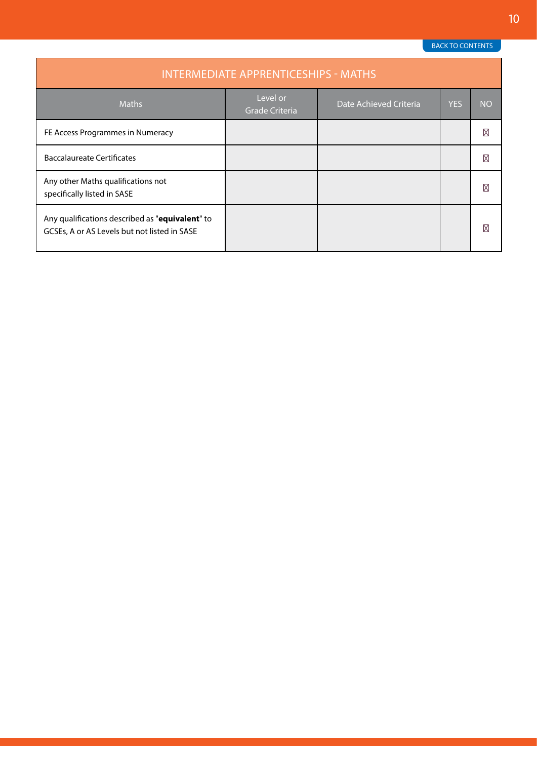| INTERMEDIATE APPRENTICESHIPS - MATHS | | | | |
|---|---|---|---|---|
| Maths | Level or Grade Criteria | Date Achieved Criteria | YES | NO |
| FE Access Programmes in Numeracy | | | | ☒ |
| Baccalaureate Certificates | | | | ☒ |
| Any other Maths qualifications not specifically listed in SASE | | | | ☒ |
| Any qualifications described as "**equivalent**" to GCSEs, A or AS Levels but not listed in SASE | | | | ☒ |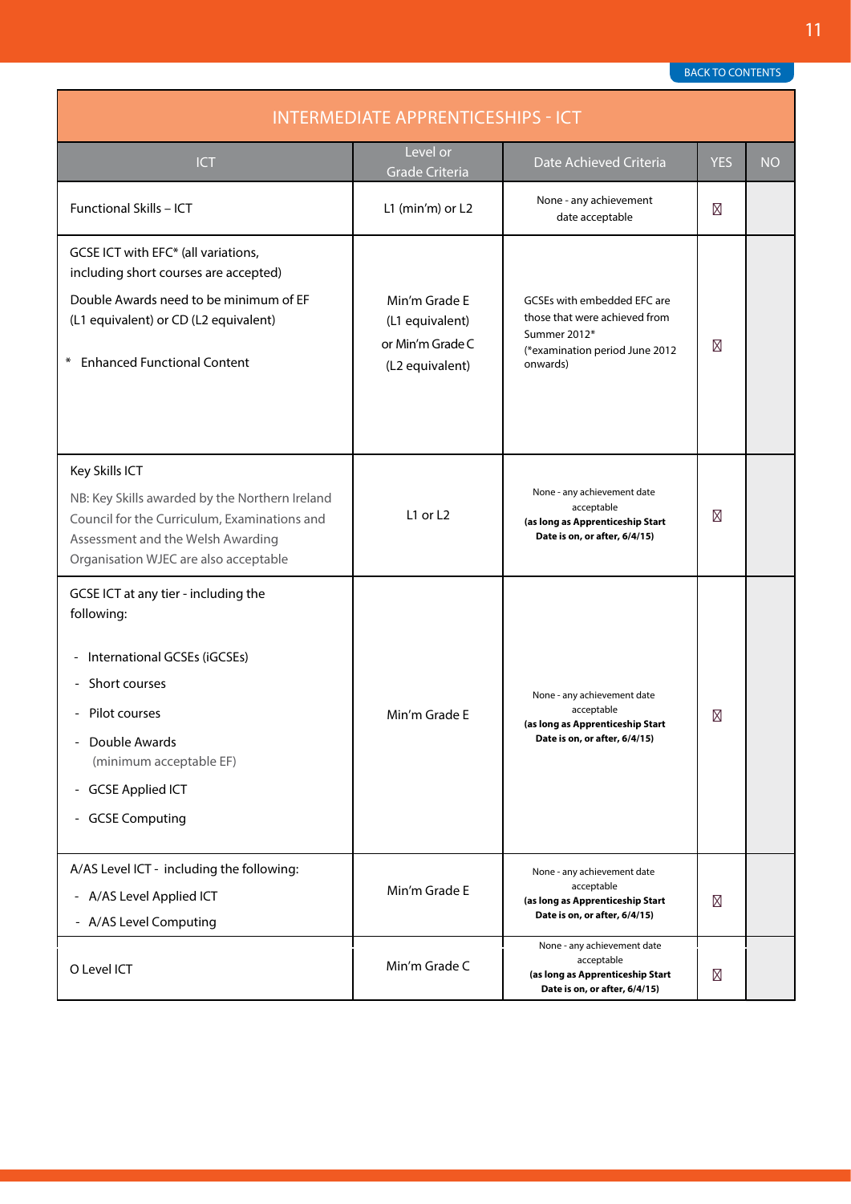| INTERMEDIATE APPRENTICESHIPS - ICT | | | | |
|---|---|---|---|---|
| ICT | Level or Grade Criteria | Date Achieved Criteria | YES | NO |
| Functional Skills – ICT | L1 (min'm) or L2 | None - any achievement date acceptable | ☒ | |
| GCSE ICT with EFC* (all variations, including short courses are accepted)<br><br>Double Awards need to be minimum of EF (L1 equivalent) or CD (L2 equivalent)<br><br>* Enhanced Functional Content | Min'm Grade E (L1 equivalent) or Min'm Grade C (L2 equivalent) | GCSEs with embedded EFC are those that were achieved from Summer 2012* (*examination period June 2012 onwards) | ☒ | |
| Key Skills ICT<br><br>NB: Key Skills awarded by the Northern Ireland Council for the Curriculum, Examinations and Assessment and the Welsh Awarding Organisation WJEC are also acceptable | L1 or L2 | None - any achievement date acceptable **(as long as Apprenticeship Start Date is on, or after, 6/4/15)** | ☒ | |
| GCSE ICT at any tier - including the following:<br><br>- International GCSEs (iGCSEs)<br>- Short courses<br>- Pilot courses<br>- Double Awards (minimum acceptable EF)<br>- GCSE Applied ICT<br>- GCSE Computing | Min'm Grade E | None - any achievement date acceptable **(as long as Apprenticeship Start Date is on, or after, 6/4/15)** | ☒ | |
| A/AS Level ICT - including the following:<br>- A/AS Level Applied ICT<br>- A/AS Level Computing | Min'm Grade E | None - any achievement date acceptable **(as long as Apprenticeship Start Date is on, or after, 6/4/15)** | ☒ | |
| O Level ICT | Min'm Grade C | None - any achievement date acceptable **(as long as Apprenticeship Start Date is on, or after, 6/4/15)** | ☒ | |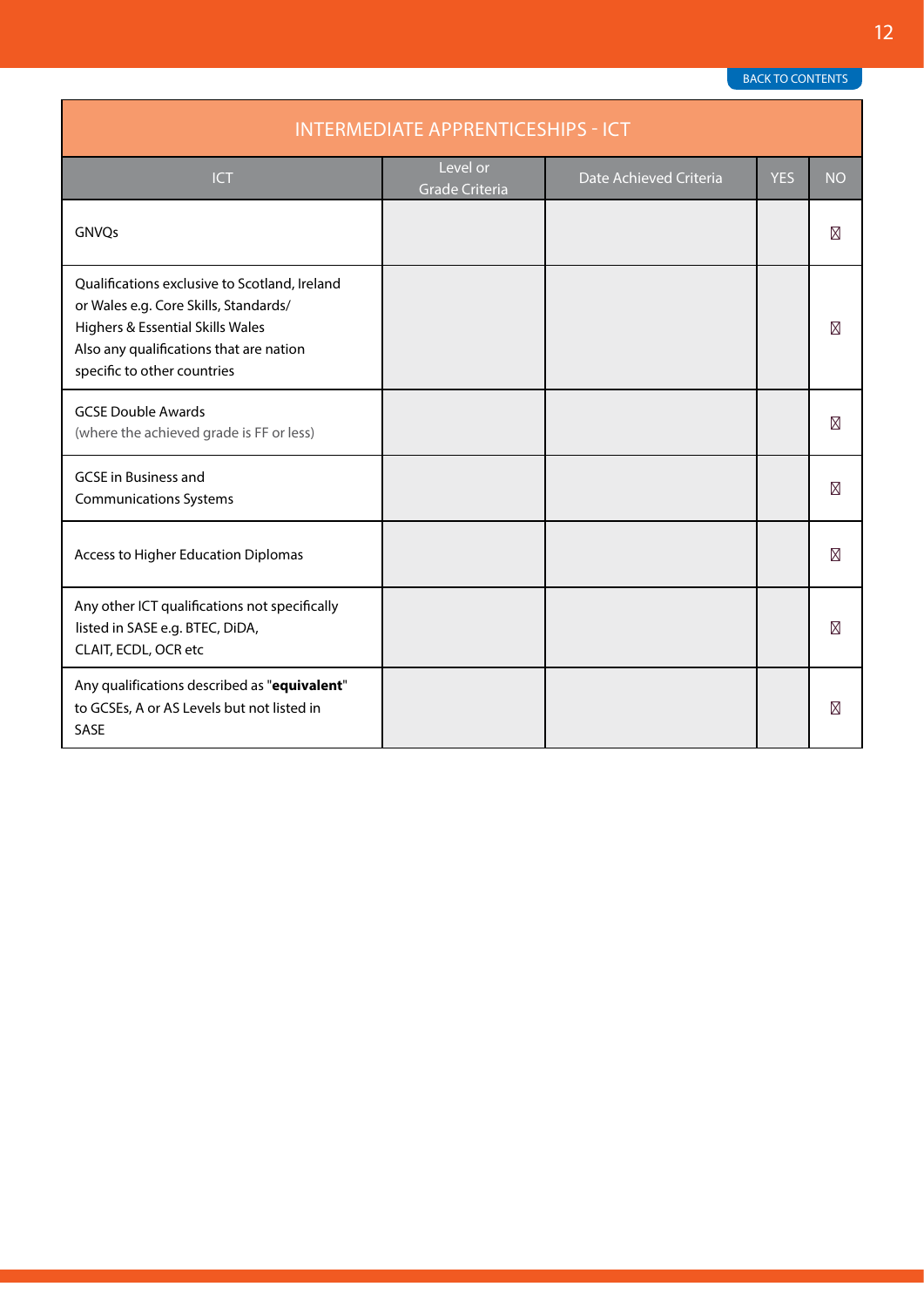| INTERMEDIATE APPRENTICESHIPS - ICT | | | | |
|---|---|---|---|---|
| ICT | Level or Grade Criteria | Date Achieved Criteria | YES | NO |
| GNVQs | | | | ☒ |
| Qualifications exclusive to Scotland, Ireland or Wales e.g. Core Skills, Standards/ Highers & Essential Skills Wales Also any qualifications that are nation specific to other countries | | | | ☒ |
| GCSE Double Awards (where the achieved grade is FF or less) | | | | ☒ |
| GCSE in Business and Communications Systems | | | | ☒ |
| Access to Higher Education Diplomas | | | | ☒ |
| Any other ICT qualifications not specifically listed in SASE e.g. BTEC, DiDA, CLAIT, ECDL, OCR etc | | | | ☒ |
| Any qualifications described as "**equivalent**" to GCSEs, A or AS Levels but not listed in SASE | | | | ☒ |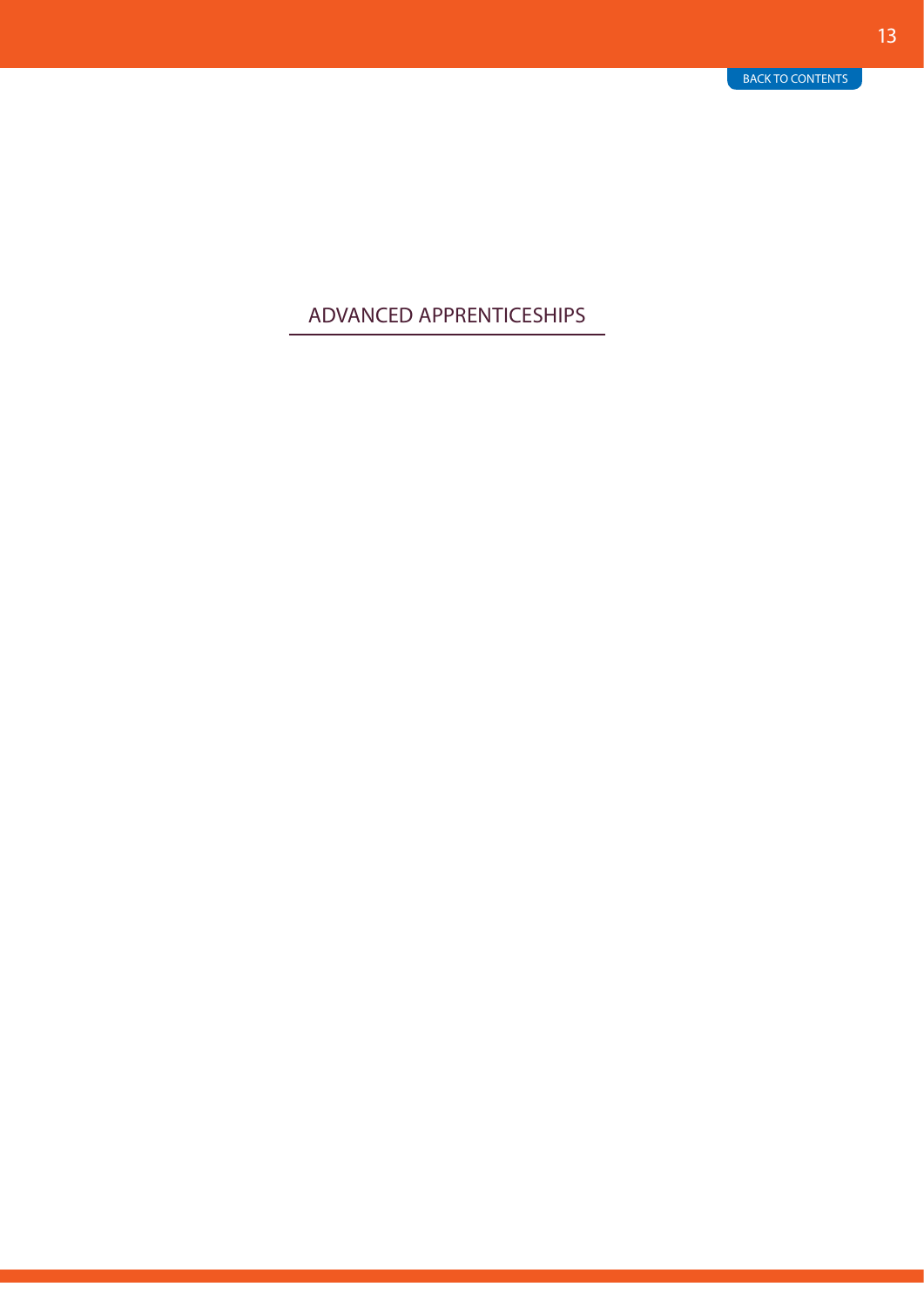# ADVANCED APPRENTICESHIPS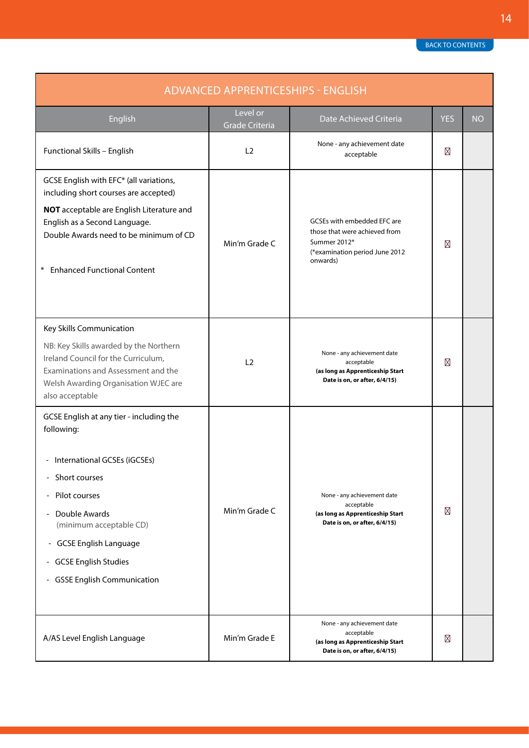## ADVANCED APPRENTICESHIPS - ENGLISH

| English | Level or Grade Criteria | Date Achieved Criteria | YES | NO |
|---|---|---|---|---|
| Functional Skills – English | L2 | None - any achievement date acceptable | ☒ | |
| GCSE English with EFC* (all variations, including short courses are accepted)<br>**NOT** acceptable are English Literature and English as a Second Language.<br>Double Awards need to be minimum of CD<br>* Enhanced Functional Content | Min'm Grade C | GCSEs with embedded EFC are those that were achieved from Summer 2012*<br>(*examination period June 2012 onwards) | ☒ | |
| Key Skills Communication<br>NB: Key Skills awarded by the Northern Ireland Council for the Curriculum, Examinations and Assessment and the Welsh Awarding Organisation WJEC are also acceptable | L2 | None - any achievement date acceptable<br>**(as long as Apprenticeship Start Date is on, or after, 6/4/15)** | ☒ | |
| GCSE English at any tier - including the following:<br>- International GCSEs (iGCSEs)<br>- Short courses<br>- Pilot courses<br>- Double Awards (minimum acceptable CD)<br>- GCSE English Language<br>- GCSE English Studies<br>- GSSE English Communication | Min'm Grade C | None - any achievement date acceptable<br>**(as long as Apprenticeship Start Date is on, or after, 6/4/15)** | ☒ | |
| A/AS Level English Language | Min'm Grade E | None - any achievement date acceptable<br>**(as long as Apprenticeship Start Date is on, or after, 6/4/15)** | ☒ | |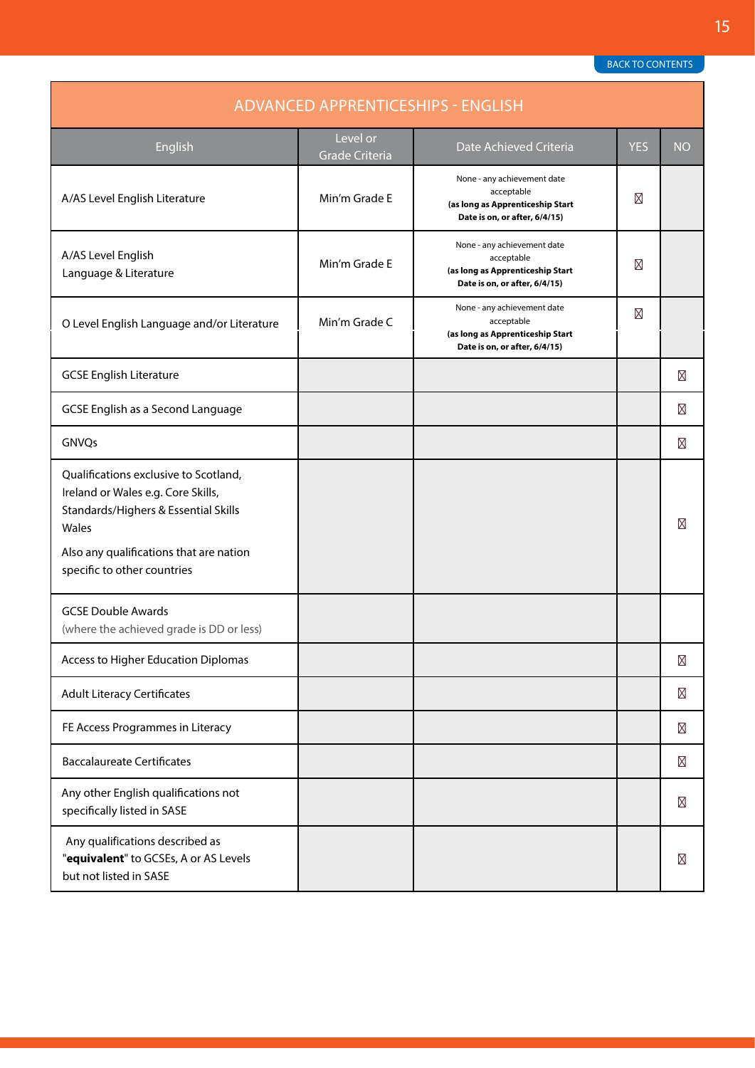BACK TO CONTENTS

| ADVANCED APPRENTICESHIPS - ENGLISH | | | | |
|---|---|---|---|---|
| English | Level or Grade Criteria | Date Achieved Criteria | YES | NO |
| A/AS Level English Literature | Min'm Grade E | None - any achievement date acceptable **(as long as Apprenticeship Start Date is on, or after, 6/4/15)** | ☒ | |
| A/AS Level English Language & Literature | Min'm Grade E | None - any achievement date acceptable **(as long as Apprenticeship Start Date is on, or after, 6/4/15)** | ☒ | |
| O Level English Language and/or Literature | Min'm Grade C | None - any achievement date acceptable **(as long as Apprenticeship Start Date is on, or after, 6/4/15)** | ☒ | |
| GCSE English Literature | | | | ☒ |
| GCSE English as a Second Language | | | | ☒ |
| GNVQs | | | | ☒ |
| Qualifications exclusive to Scotland, Ireland or Wales e.g. Core Skills, Standards/Highers & Essential Skills Wales<br><br>Also any qualifications that are nation specific to other countries | | | | ☒ |
| GCSE Double Awards (where the achieved grade is DD or less) | | | | |
| Access to Higher Education Diplomas | | | | ☒ |
| Adult Literacy Certificates | | | | ☒ |
| FE Access Programmes in Literacy | | | | ☒ |
| Baccalaureate Certificates | | | | ☒ |
| Any other English qualifications not specifically listed in SASE | | | | ☒ |
| Any qualifications described as "**equivalent**" to GCSEs, A or AS Levels but not listed in SASE | | | | ☒ |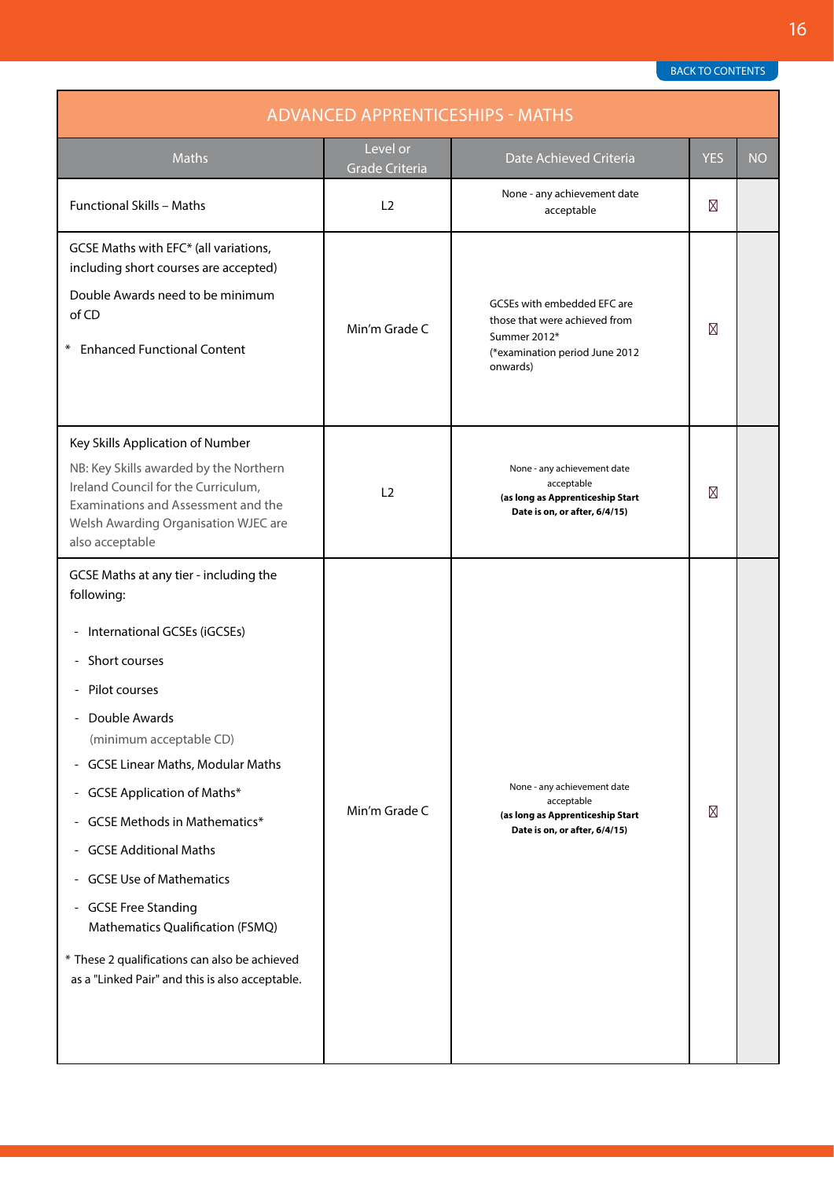| ADVANCED APPRENTICESHIPS - MATHS | | | | |
|---|---|---|---|---|
| Maths | Level or Grade Criteria | Date Achieved Criteria | YES | NO |
| Functional Skills – Maths | L2 | None - any achievement date acceptable | ☒ | |
| GCSE Maths with EFC* (all variations, including short courses are accepted)<br>Double Awards need to be minimum of CD<br>* Enhanced Functional Content | Min'm Grade C | GCSEs with embedded EFC are those that were achieved from Summer 2012* (*examination period June 2012 onwards) | ☒ | |
| Key Skills Application of Number<br>NB: Key Skills awarded by the Northern Ireland Council for the Curriculum, Examinations and Assessment and the Welsh Awarding Organisation WJEC are also acceptable | L2 | None - any achievement date acceptable **(as long as Apprenticeship Start Date is on, or after, 6/4/15)** | ☒ | |
| GCSE Maths at any tier - including the following:<br>- International GCSEs (iGCSEs)<br>- Short courses<br>- Pilot courses<br>- Double Awards (minimum acceptable CD)<br>- GCSE Linear Maths, Modular Maths<br>- GCSE Application of Maths*<br>- GCSE Methods in Mathematics*<br>- GCSE Additional Maths<br>- GCSE Use of Mathematics<br>- GCSE Free Standing Mathematics Qualification (FSMQ)<br>* These 2 qualifications can also be achieved as a "Linked Pair" and this is also acceptable. | Min'm Grade C | None - any achievement date acceptable **(as long as Apprenticeship Start Date is on, or after, 6/4/15)** | ☒ | |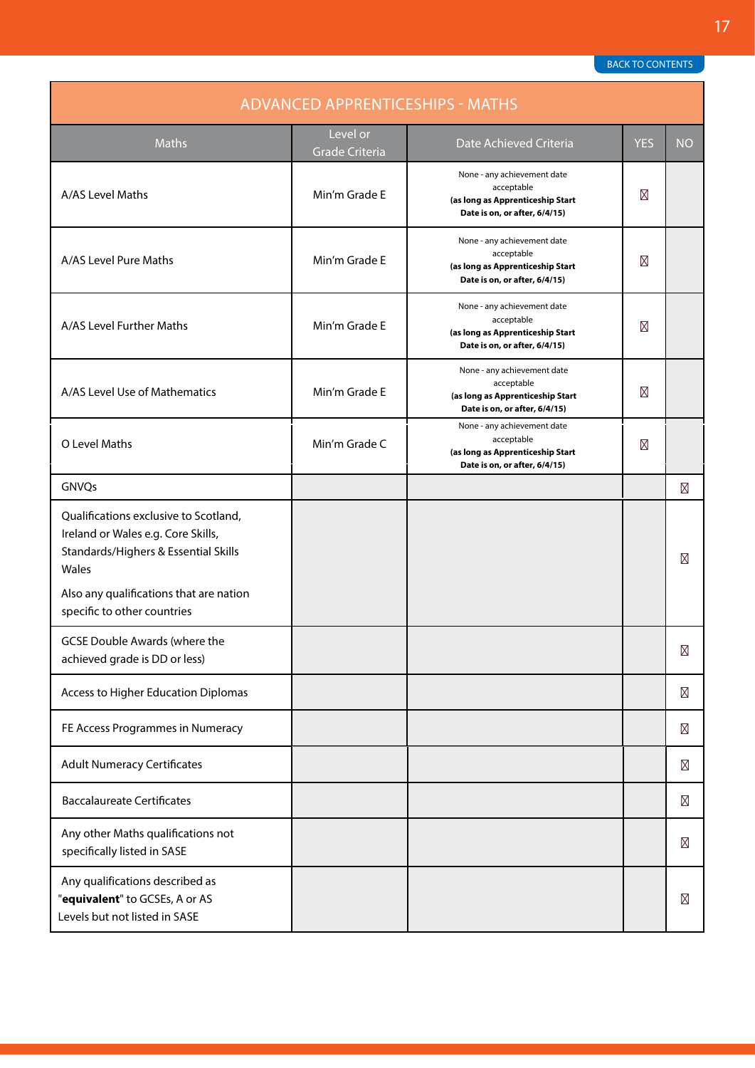| ADVANCED APPRENTICESHIPS - MATHS | | | | |
|---|---|---|---|---|
| Maths | Level or Grade Criteria | Date Achieved Criteria | YES | NO |
| A/AS Level Maths | Min'm Grade E | None - any achievement date acceptable **(as long as Apprenticeship Start Date is on, or after, 6/4/15)** | ☒ | |
| A/AS Level Pure Maths | Min'm Grade E | None - any achievement date acceptable **(as long as Apprenticeship Start Date is on, or after, 6/4/15)** | ☒ | |
| A/AS Level Further Maths | Min'm Grade E | None - any achievement date acceptable **(as long as Apprenticeship Start Date is on, or after, 6/4/15)** | ☒ | |
| A/AS Level Use of Mathematics | Min'm Grade E | None - any achievement date acceptable **(as long as Apprenticeship Start Date is on, or after, 6/4/15)** | ☒ | |
| O Level Maths | Min'm Grade C | None - any achievement date acceptable **(as long as Apprenticeship Start Date is on, or after, 6/4/15)** | ☒ | |
| GNVQs | | | | ☒ |
| Qualifications exclusive to Scotland, Ireland or Wales e.g. Core Skills, Standards/Highers & Essential Skills Wales<br><br>Also any qualifications that are nation specific to other countries | | | | ☒ |
| GCSE Double Awards (where the achieved grade is DD or less) | | | | ☒ |
| Access to Higher Education Diplomas | | | | ☒ |
| FE Access Programmes in Numeracy | | | | ☒ |
| Adult Numeracy Certificates | | | | ☒ |
| Baccalaureate Certificates | | | | ☒ |
| Any other Maths qualifications not specifically listed in SASE | | | | ☒ |
| Any qualifications described as "**equivalent**" to GCSEs, A or AS Levels but not listed in SASE | | | | ☒ |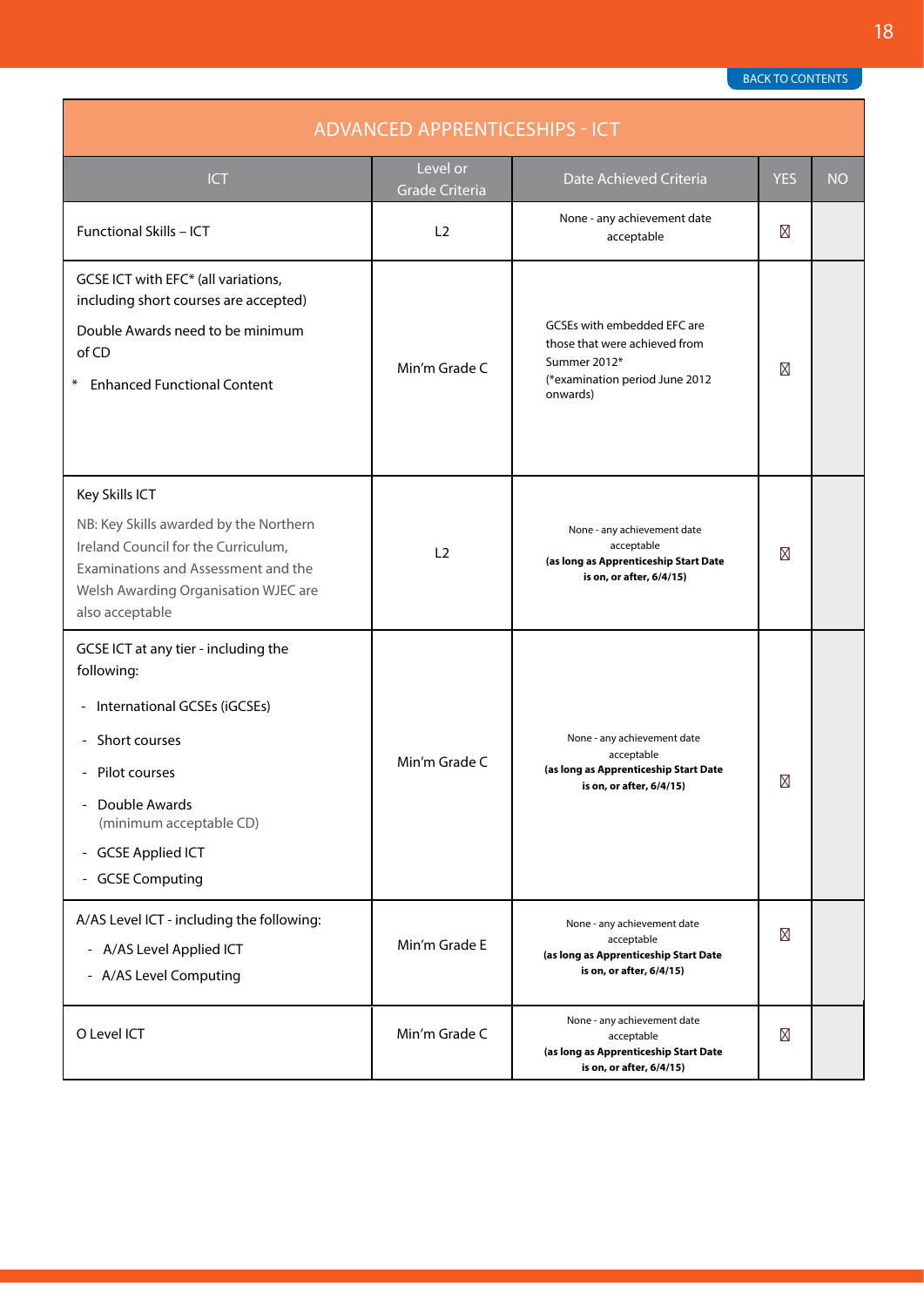| ADVANCED APPRENTICESHIPS - ICT | | | | |
|---|---|---|---|---|
| ICT | Level or Grade Criteria | Date Achieved Criteria | YES | NO |
| Functional Skills – ICT | L2 | None - any achievement date acceptable | ☒ | |
| GCSE ICT with EFC* (all variations, including short courses are accepted)<br>Double Awards need to be minimum of CD<br>* Enhanced Functional Content | Min'm Grade C | GCSEs with embedded EFC are those that were achieved from Summer 2012*<br>(*examination period June 2012 onwards) | ☒ | |
| Key Skills ICT<br>NB: Key Skills awarded by the Northern Ireland Council for the Curriculum, Examinations and Assessment and the Welsh Awarding Organisation WJEC are also acceptable | L2 | None - any achievement date acceptable<br>**(as long as Apprenticeship Start Date is on, or after, 6/4/15)** | ☒ | |
| GCSE ICT at any tier - including the following:<br>- International GCSEs (iGCSEs)<br>- Short courses<br>- Pilot courses<br>- Double Awards (minimum acceptable CD)<br>- GCSE Applied ICT<br>- GCSE Computing | Min'm Grade C | None - any achievement date acceptable<br>**(as long as Apprenticeship Start Date is on, or after, 6/4/15)** | ☒ | |
| A/AS Level ICT - including the following:<br>- A/AS Level Applied ICT<br>- A/AS Level Computing | Min'm Grade E | None - any achievement date acceptable<br>**(as long as Apprenticeship Start Date is on, or after, 6/4/15)** | ☒ | |
| O Level ICT | Min'm Grade C | None - any achievement date acceptable<br>**(as long as Apprenticeship Start Date is on, or after, 6/4/15)** | ☒ | |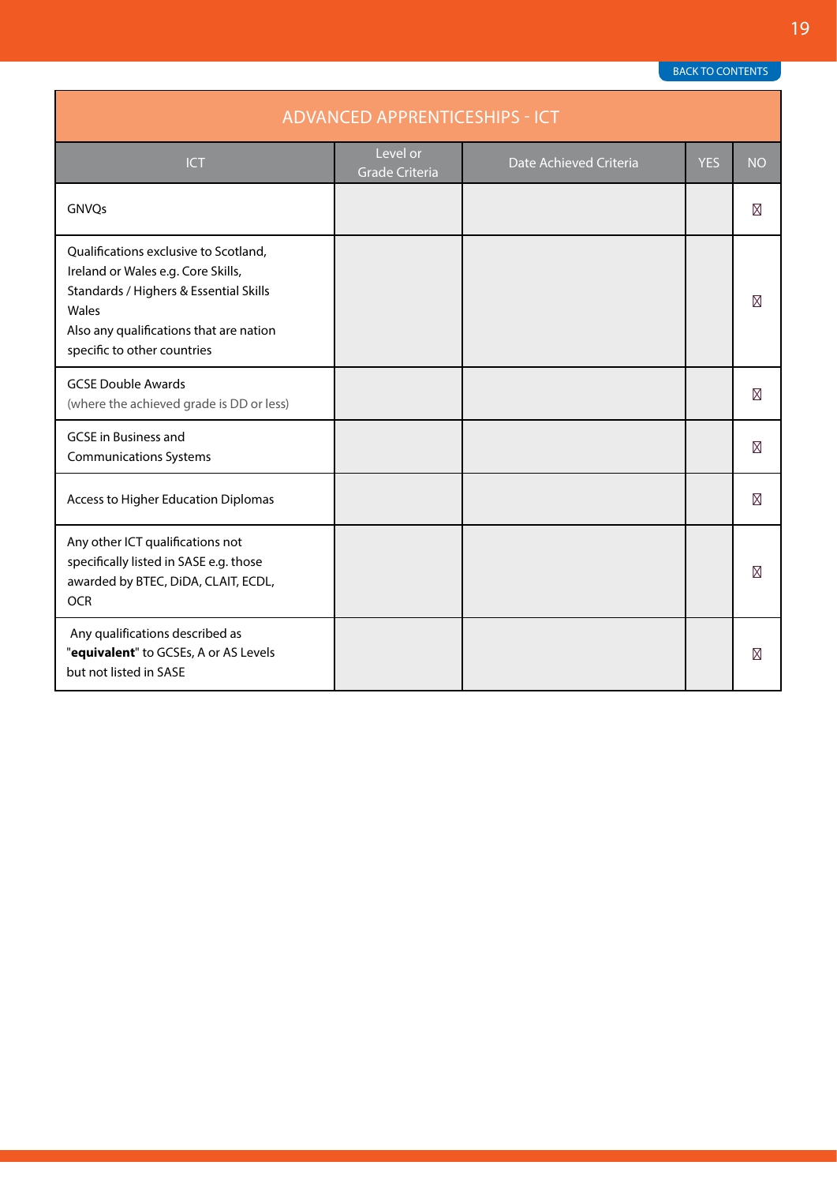| ADVANCED APPRENTICESHIPS - ICT | | | | |
|---|---|---|---|---|
| ICT | Level or Grade Criteria | Date Achieved Criteria | YES | NO |
| GNVQs | | | | ☒ |
| Qualifications exclusive to Scotland, Ireland or Wales e.g. Core Skills, Standards / Highers & Essential Skills Wales<br>Also any qualifications that are nation specific to other countries | | | | ☒ |
| GCSE Double Awards<br>(where the achieved grade is DD or less) | | | | ☒ |
| GCSE in Business and Communications Systems | | | | ☒ |
| Access to Higher Education Diplomas | | | | ☒ |
| Any other ICT qualifications not specifically listed in SASE e.g. those awarded by BTEC, DiDA, CLAIT, ECDL, OCR | | | | ☒ |
| Any qualifications described as "**equivalent**" to GCSEs, A or AS Levels but not listed in SASE | | | | ☒ |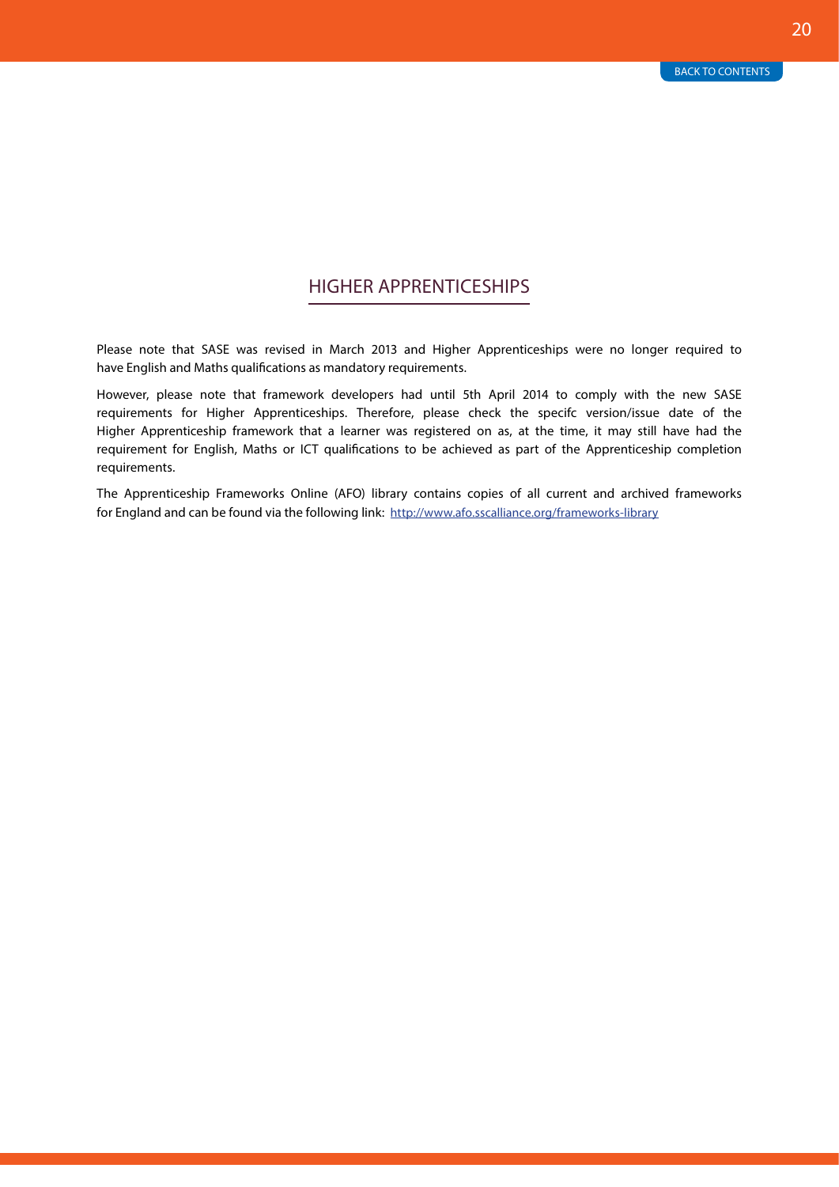## HIGHER APPRENTICESHIPS

Please note that SASE was revised in March 2013 and Higher Apprenticeships were no longer required to have English and Maths qualifications as mandatory requirements.

However, please note that framework developers had until 5th April 2014 to comply with the new SASE requirements for Higher Apprenticeships. Therefore, please check the specifc version/issue date of the Higher Apprenticeship framework that a learner was registered on as, at the time, it may still have had the requirement for English, Maths or ICT qualifications to be achieved as part of the Apprenticeship completion requirements.

The Apprenticeship Frameworks Online (AFO) library contains copies of all current and archived frameworks for England and can be found via the following link: [http://www.afo.sscalliance.org/frameworks-library](http://www.afo.sscalliance.org/frameworks-library)